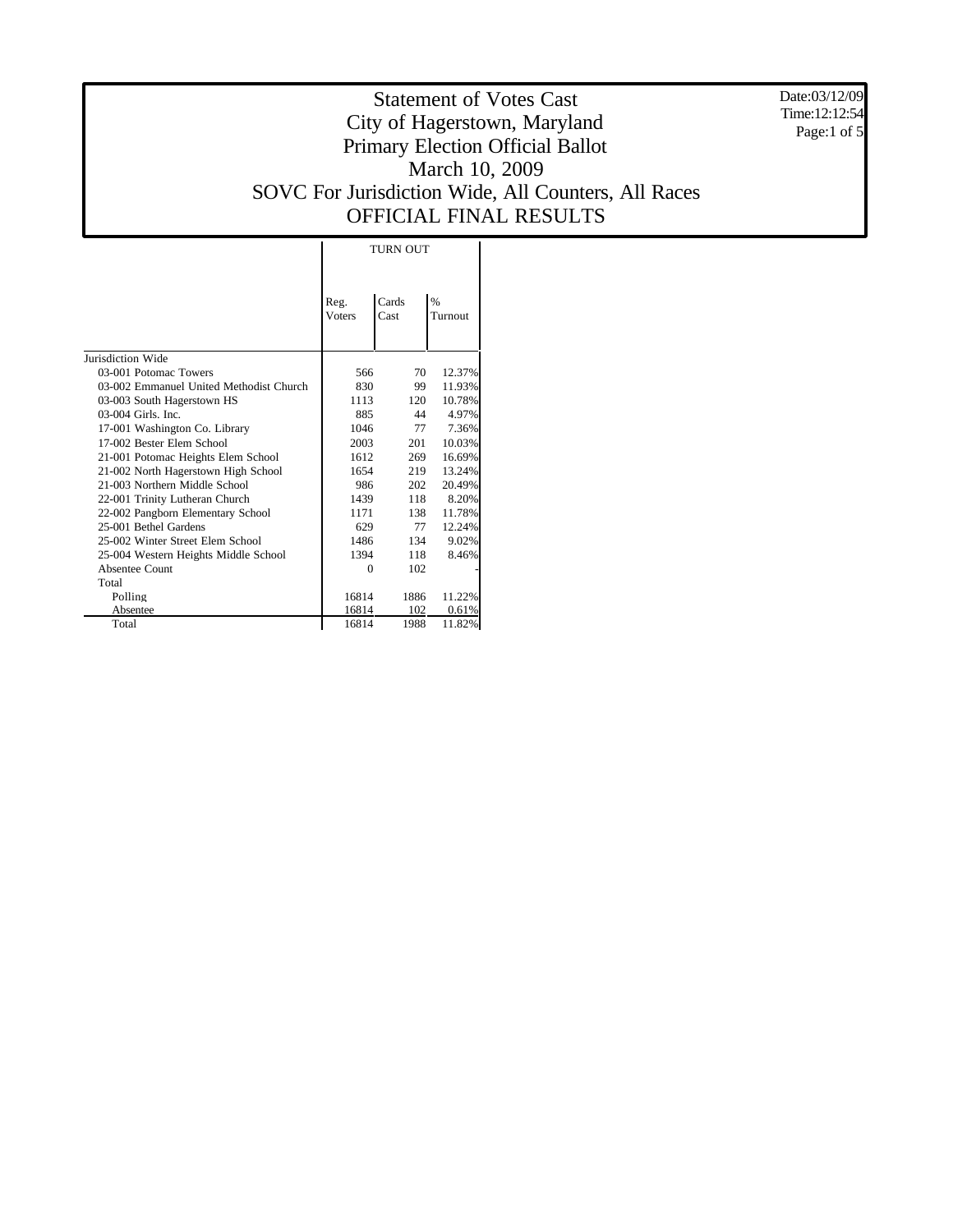# Statement of Votes Cast
## City of Hagerstown, Maryland
## Primary Election Official Ballot
## March 10, 2009
## SOVC For Jurisdiction Wide, All Counters, All Races
## OFFICIAL FINAL RESULTS

Date:03/12/09
Time:12:12:54

| | TURN OUT | | |
|---|---|---|---|
| | Reg. Voters | Cards Cast | % Turnout |
| Jurisdiction Wide | | | |
| 03-001 Potomac Towers | 566 | 70 | 12.37% |
| 03-002 Emmanuel United Methodist Church | 830 | 99 | 11.93% |
| 03-003 South Hagerstown HS | 1113 | 120 | 10.78% |
| 03-004 Girls. Inc. | 885 | 44 | 4.97% |
| 17-001 Washington Co. Library | 1046 | 77 | 7.36% |
| 17-002 Bester Elem School | 2003 | 201 | 10.03% |
| 21-001 Potomac Heights Elem School | 1612 | 269 | 16.69% |
| 21-002 North Hagerstown High School | 1654 | 219 | 13.24% |
| 21-003 Northern Middle School | 986 | 202 | 20.49% |
| 22-001 Trinity Lutheran Church | 1439 | 118 | 8.20% |
| 22-002 Pangborn Elementary School | 1171 | 138 | 11.78% |
| 25-001 Bethel Gardens | 629 | 77 | 12.24% |
| 25-002 Winter Street Elem School | 1486 | 134 | 9.02% |
| 25-004 Western Heights Middle School | 1394 | 118 | 8.46% |
| Absentee Count | 0 | 102 | - |
| Total | | | |
| Polling | 16814 | 1886 | 11.22% |
| Absentee | 16814 | 102 | 0.61% |
| Total | 16814 | 1988 | 11.82% |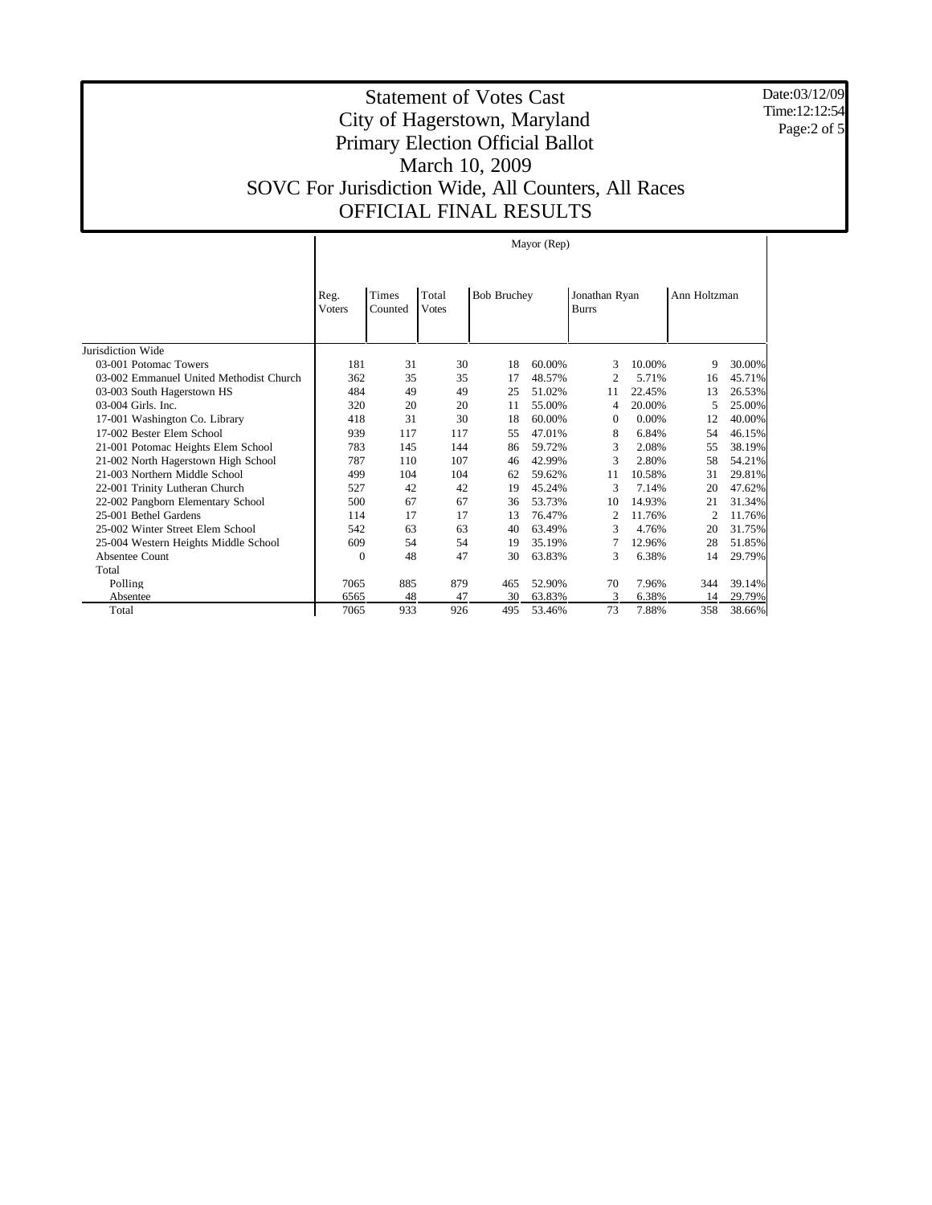# Statement of Votes Cast
# City of Hagerstown, Maryland
# Primary Election Official Ballot
# March 10, 2009
# SOVC For Jurisdiction Wide, All Counters, All Races
# OFFICIAL FINAL RESULTS

Date:03/12/09
Time:12:12:54

| | Mayor (Rep) | | | | | | | | |
|---|---|---|---|---|---|---|---|---|---|
| | Reg. Voters | Times Counted | Total Votes | Bob Bruchey | | Jonathan Ryan Burrs | | Ann Holtzman | |
| Jurisdiction Wide | | | | | | | | | |
| 03-001 Potomac Towers | 181 | 31 | 30 | 18 | 60.00% | 3 | 10.00% | 9 | 30.00% |
| 03-002 Emmanuel United Methodist Church | 362 | 35 | 35 | 17 | 48.57% | 2 | 5.71% | 16 | 45.71% |
| 03-003 South Hagerstown HS | 484 | 49 | 49 | 25 | 51.02% | 11 | 22.45% | 13 | 26.53% |
| 03-004 Girls. Inc. | 320 | 20 | 20 | 11 | 55.00% | 4 | 20.00% | 5 | 25.00% |
| 17-001 Washington Co. Library | 418 | 31 | 30 | 18 | 60.00% | 0 | 0.00% | 12 | 40.00% |
| 17-002 Bester Elem School | 939 | 117 | 117 | 55 | 47.01% | 8 | 6.84% | 54 | 46.15% |
| 21-001 Potomac Heights Elem School | 783 | 145 | 144 | 86 | 59.72% | 3 | 2.08% | 55 | 38.19% |
| 21-002 North Hagerstown High School | 787 | 110 | 107 | 46 | 42.99% | 3 | 2.80% | 58 | 54.21% |
| 21-003 Northern Middle School | 499 | 104 | 104 | 62 | 59.62% | 11 | 10.58% | 31 | 29.81% |
| 22-001 Trinity Lutheran Church | 527 | 42 | 42 | 19 | 45.24% | 3 | 7.14% | 20 | 47.62% |
| 22-002 Pangborn Elementary School | 500 | 67 | 67 | 36 | 53.73% | 10 | 14.93% | 21 | 31.34% |
| 25-001 Bethel Gardens | 114 | 17 | 17 | 13 | 76.47% | 2 | 11.76% | 2 | 11.76% |
| 25-002 Winter Street Elem School | 542 | 63 | 63 | 40 | 63.49% | 3 | 4.76% | 20 | 31.75% |
| 25-004 Western Heights Middle School | 609 | 54 | 54 | 19 | 35.19% | 7 | 12.96% | 28 | 51.85% |
| Absentee Count | 0 | 48 | 47 | 30 | 63.83% | 3 | 6.38% | 14 | 29.79% |
| Total | | | | | | | | | |
| Polling | 7065 | 885 | 879 | 465 | 52.90% | 70 | 7.96% | 344 | 39.14% |
| Absentee | 6565 | 48 | 47 | 30 | 63.83% | 3 | 6.38% | 14 | 29.79% |
| Total | 7065 | 933 | 926 | 495 | 53.46% | 73 | 7.88% | 358 | 38.66% |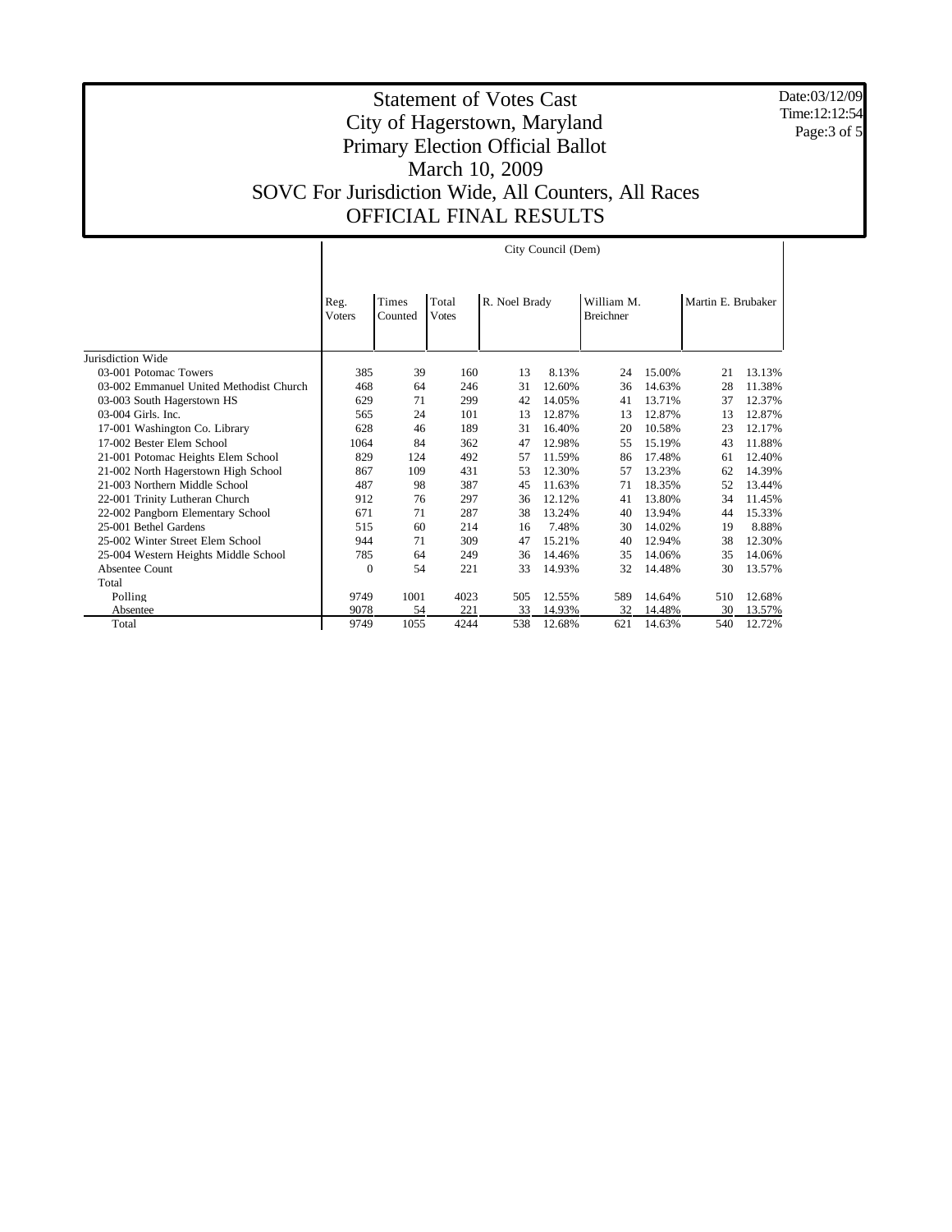# Statement of Votes Cast
## City of Hagerstown, Maryland
## Primary Election Official Ballot
## March 10, 2009
## SOVC For Jurisdiction Wide, All Counters, All Races
## OFFICIAL FINAL RESULTS

Date:03/12/09
Time:12:12:54

| | City Council (Dem) | | | | | | | | |
|---|---|---|---|---|---|---|---|---|---|
| | Reg. Voters | Times Counted | Total Votes | R. Noel Brady | | William M. Breichner | | Martin E. Brubaker | |
| Jurisdiction Wide | | | | | | | | | |
| 03-001 Potomac Towers | 385 | 39 | 160 | 13 | 8.13% | 24 | 15.00% | 21 | 13.13% |
| 03-002 Emmanuel United Methodist Church | 468 | 64 | 246 | 31 | 12.60% | 36 | 14.63% | 28 | 11.38% |
| 03-003 South Hagerstown HS | 629 | 71 | 299 | 42 | 14.05% | 41 | 13.71% | 37 | 12.37% |
| 03-004 Girls. Inc. | 565 | 24 | 101 | 13 | 12.87% | 13 | 12.87% | 13 | 12.87% |
| 17-001 Washington Co. Library | 628 | 46 | 189 | 31 | 16.40% | 20 | 10.58% | 23 | 12.17% |
| 17-002 Bester Elem School | 1064 | 84 | 362 | 47 | 12.98% | 55 | 15.19% | 43 | 11.88% |
| 21-001 Potomac Heights Elem School | 829 | 124 | 492 | 57 | 11.59% | 86 | 17.48% | 61 | 12.40% |
| 21-002 North Hagerstown High School | 867 | 109 | 431 | 53 | 12.30% | 57 | 13.23% | 62 | 14.39% |
| 21-003 Northern Middle School | 487 | 98 | 387 | 45 | 11.63% | 71 | 18.35% | 52 | 13.44% |
| 22-001 Trinity Lutheran Church | 912 | 76 | 297 | 36 | 12.12% | 41 | 13.80% | 34 | 11.45% |
| 22-002 Pangborn Elementary School | 671 | 71 | 287 | 38 | 13.24% | 40 | 13.94% | 44 | 15.33% |
| 25-001 Bethel Gardens | 515 | 60 | 214 | 16 | 7.48% | 30 | 14.02% | 19 | 8.88% |
| 25-002 Winter Street Elem School | 944 | 71 | 309 | 47 | 15.21% | 40 | 12.94% | 38 | 12.30% |
| 25-004 Western Heights Middle School | 785 | 64 | 249 | 36 | 14.46% | 35 | 14.06% | 35 | 14.06% |
| Absentee Count | 0 | 54 | 221 | 33 | 14.93% | 32 | 14.48% | 30 | 13.57% |
| Total | | | | | | | | | |
| Polling | 9749 | 1001 | 4023 | 505 | 12.55% | 589 | 14.64% | 510 | 12.68% |
| Absentee | 9078 | 54 | 221 | 33 | 14.93% | 32 | 14.48% | 30 | 13.57% |
| Total | 9749 | 1055 | 4244 | 538 | 12.68% | 621 | 14.63% | 540 | 12.72% |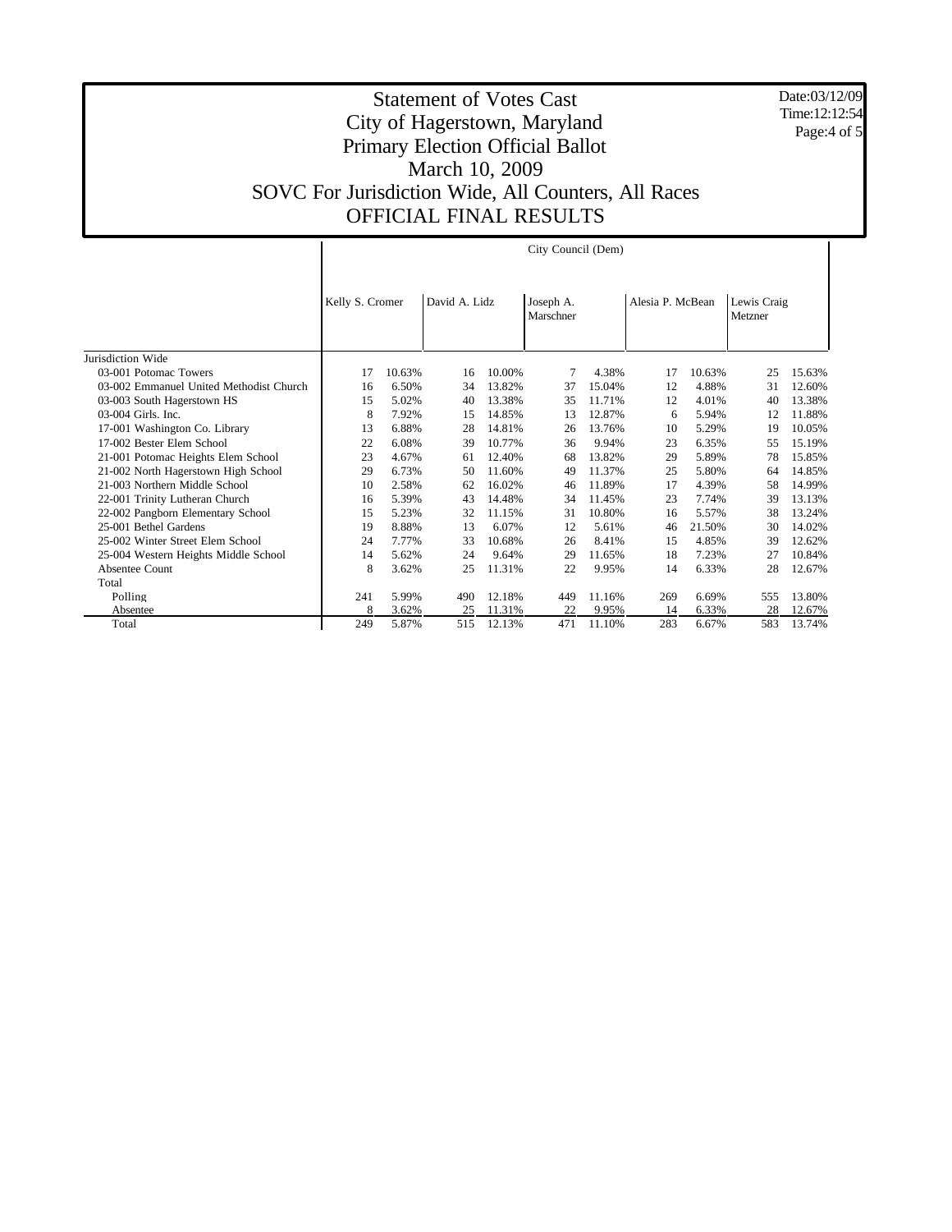# Statement of Votes Cast
## City of Hagerstown, Maryland
## Primary Election Official Ballot
## March 10, 2009
## SOVC For Jurisdiction Wide, All Counters, All Races
## OFFICIAL FINAL RESULTS

Date:03/12/09
Time:12:12:54

| | City Council (Dem) | | | | | | | | | |
|---|---|---|---|---|---|---|---|---|---|---|
| | Kelly S. Cromer | | David A. Lidz | | Joseph A. Marschner | | Alesia P. McBean | | Lewis Craig Metzner | |
| Jurisdiction Wide | | | | | | | | | | |
| 03-001 Potomac Towers | 17 | 10.63% | 16 | 10.00% | 7 | 4.38% | 17 | 10.63% | 25 | 15.63% |
| 03-002 Emmanuel United Methodist Church | 16 | 6.50% | 34 | 13.82% | 37 | 15.04% | 12 | 4.88% | 31 | 12.60% |
| 03-003 South Hagerstown HS | 15 | 5.02% | 40 | 13.38% | 35 | 11.71% | 12 | 4.01% | 40 | 13.38% |
| 03-004 Girls. Inc. | 8 | 7.92% | 15 | 14.85% | 13 | 12.87% | 6 | 5.94% | 12 | 11.88% |
| 17-001 Washington Co. Library | 13 | 6.88% | 28 | 14.81% | 26 | 13.76% | 10 | 5.29% | 19 | 10.05% |
| 17-002 Bester Elem School | 22 | 6.08% | 39 | 10.77% | 36 | 9.94% | 23 | 6.35% | 55 | 15.19% |
| 21-001 Potomac Heights Elem School | 23 | 4.67% | 61 | 12.40% | 68 | 13.82% | 29 | 5.89% | 78 | 15.85% |
| 21-002 North Hagerstown High School | 29 | 6.73% | 50 | 11.60% | 49 | 11.37% | 25 | 5.80% | 64 | 14.85% |
| 21-003 Northern Middle School | 10 | 2.58% | 62 | 16.02% | 46 | 11.89% | 17 | 4.39% | 58 | 14.99% |
| 22-001 Trinity Lutheran Church | 16 | 5.39% | 43 | 14.48% | 34 | 11.45% | 23 | 7.74% | 39 | 13.13% |
| 22-002 Pangborn Elementary School | 15 | 5.23% | 32 | 11.15% | 31 | 10.80% | 16 | 5.57% | 38 | 13.24% |
| 25-001 Bethel Gardens | 19 | 8.88% | 13 | 6.07% | 12 | 5.61% | 46 | 21.50% | 30 | 14.02% |
| 25-002 Winter Street Elem School | 24 | 7.77% | 33 | 10.68% | 26 | 8.41% | 15 | 4.85% | 39 | 12.62% |
| 25-004 Western Heights Middle School | 14 | 5.62% | 24 | 9.64% | 29 | 11.65% | 18 | 7.23% | 27 | 10.84% |
| Absentee Count | 8 | 3.62% | 25 | 11.31% | 22 | 9.95% | 14 | 6.33% | 28 | 12.67% |
| Total | | | | | | | | | | |
| Polling | 241 | 5.99% | 490 | 12.18% | 449 | 11.16% | 269 | 6.69% | 555 | 13.80% |
| Absentee | 8 | 3.62% | 25 | 11.31% | 22 | 9.95% | 14 | 6.33% | 28 | 12.67% |
| Total | 249 | 5.87% | 515 | 12.13% | 471 | 11.10% | 283 | 6.67% | 583 | 13.74% |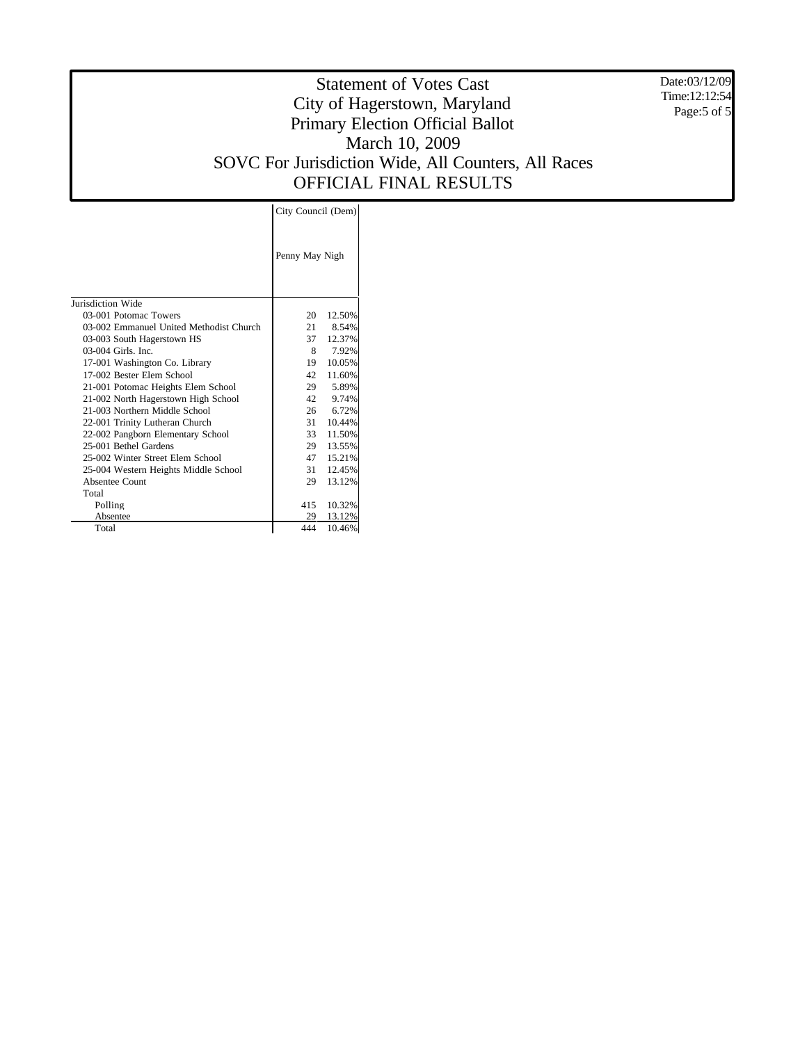# Statement of Votes Cast
# City of Hagerstown, Maryland
# Primary Election Official Ballot
# March 10, 2009
# SOVC For Jurisdiction Wide, All Counters, All Races
# OFFICIAL FINAL RESULTS

Date:03/12/09
Time:12:12:54

| | City Council (Dem) | |
|---|---|---|
| | Penny May Nigh | |
| Jurisdiction Wide | | |
| 03-001 Potomac Towers | 20 | 12.50% |
| 03-002 Emmanuel United Methodist Church | 21 | 8.54% |
| 03-003 South Hagerstown HS | 37 | 12.37% |
| 03-004 Girls. Inc. | 8 | 7.92% |
| 17-001 Washington Co. Library | 19 | 10.05% |
| 17-002 Bester Elem School | 42 | 11.60% |
| 21-001 Potomac Heights Elem School | 29 | 5.89% |
| 21-002 North Hagerstown High School | 42 | 9.74% |
| 21-003 Northern Middle School | 26 | 6.72% |
| 22-001 Trinity Lutheran Church | 31 | 10.44% |
| 22-002 Pangborn Elementary School | 33 | 11.50% |
| 25-001 Bethel Gardens | 29 | 13.55% |
| 25-002 Winter Street Elem School | 47 | 15.21% |
| 25-004 Western Heights Middle School | 31 | 12.45% |
| Absentee Count | 29 | 13.12% |
| Total | | |
| Polling | 415 | 10.32% |
| Absentee | 29 | 13.12% |
| Total | 444 | 10.46% |